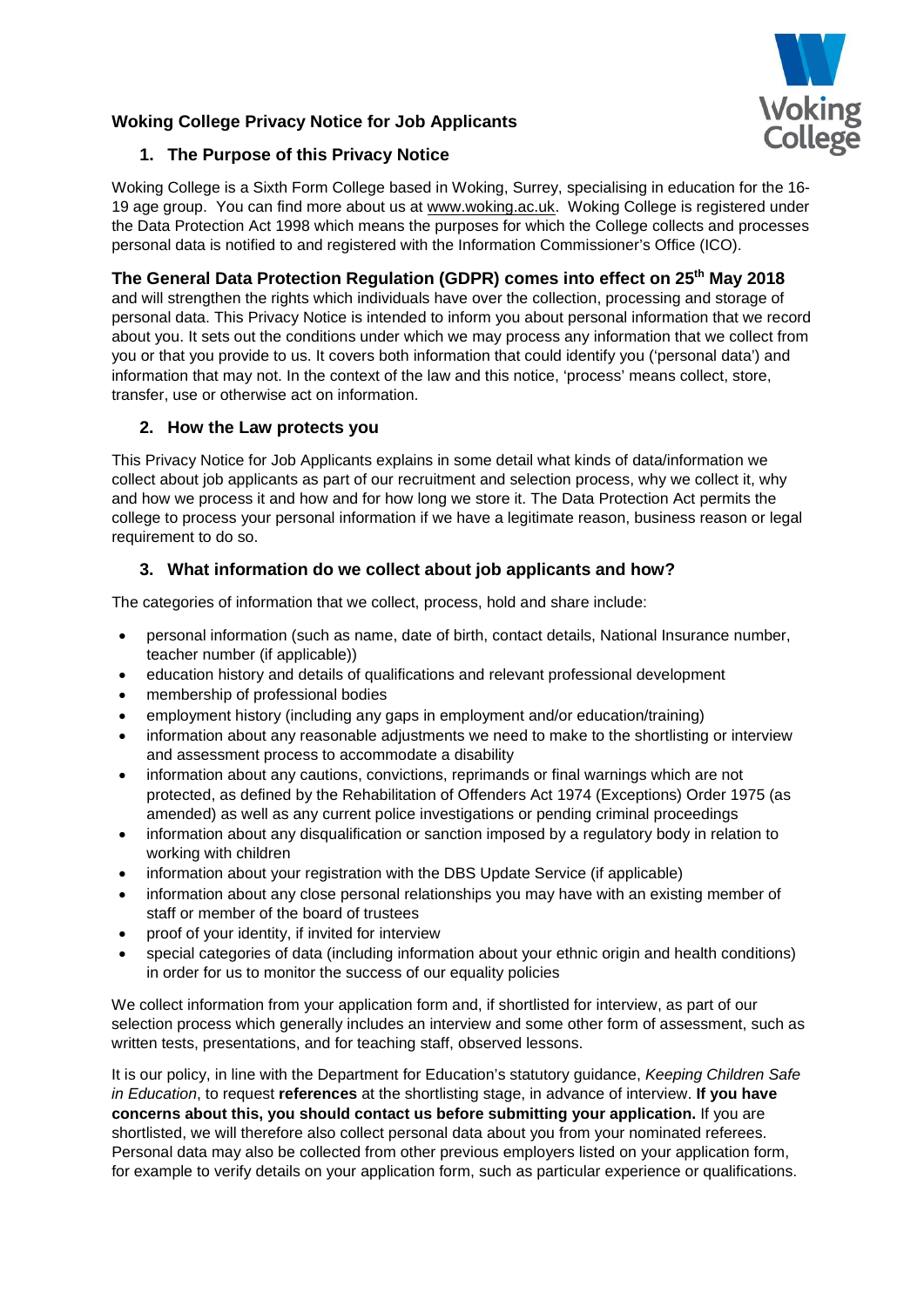# Woking College Privacy Notice for Job Applicants

## 1. The Purpose of this Privacy Notice

Woking College is a Sixth Form College based in Woking, Surrey, specialising in education for the 16-19 age group. You can find more about us at www.woking.ac.uk. Woking College is registered under the Data Protection Act 1998 which means the purposes for which the College collects and processes personal data is notified to and registered with the Information Commissioner's Office (ICO).

**The General Data Protection Regulation (GDPR) comes into effect on 25th May 2018** and will strengthen the rights which individuals have over the collection, processing and storage of personal data. This Privacy Notice is intended to inform you about personal information that we record about you. It sets out the conditions under which we may process any information that we collect from you or that you provide to us. It covers both information that could identify you ('personal data') and information that may not. In the context of the law and this notice, 'process' means collect, store, transfer, use or otherwise act on information.

## 2. How the Law protects you

This Privacy Notice for Job Applicants explains in some detail what kinds of data/information we collect about job applicants as part of our recruitment and selection process, why we collect it, why and how we process it and how and for how long we store it. The Data Protection Act permits the college to process your personal information if we have a legitimate reason, business reason or legal requirement to do so.

## 3. What information do we collect about job applicants and how?

The categories of information that we collect, process, hold and share include:

- personal information (such as name, date of birth, contact details, National Insurance number, teacher number (if applicable))
- education history and details of qualifications and relevant professional development
- membership of professional bodies
- employment history (including any gaps in employment and/or education/training)
- information about any reasonable adjustments we need to make to the shortlisting or interview and assessment process to accommodate a disability
- information about any cautions, convictions, reprimands or final warnings which are not protected, as defined by the Rehabilitation of Offenders Act 1974 (Exceptions) Order 1975 (as amended) as well as any current police investigations or pending criminal proceedings
- information about any disqualification or sanction imposed by a regulatory body in relation to working with children
- information about your registration with the DBS Update Service (if applicable)
- information about any close personal relationships you may have with an existing member of staff or member of the board of trustees
- proof of your identity, if invited for interview
- special categories of data (including information about your ethnic origin and health conditions) in order for us to monitor the success of our equality policies

We collect information from your application form and, if shortlisted for interview, as part of our selection process which generally includes an interview and some other form of assessment, such as written tests, presentations, and for teaching staff, observed lessons.

It is our policy, in line with the Department for Education's statutory guidance, *Keeping Children Safe in Education*, to request **references** at the shortlisting stage, in advance of interview. **If you have concerns about this, you should contact us before submitting your application.** If you are shortlisted, we will therefore also collect personal data about you from your nominated referees. Personal data may also be collected from other previous employers listed on your application form, for example to verify details on your application form, such as particular experience or qualifications.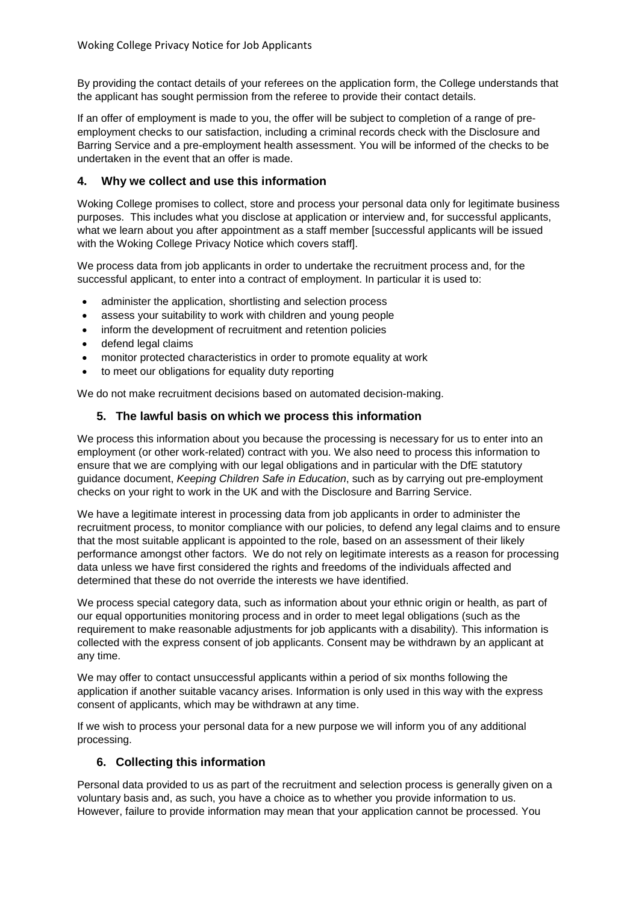By providing the contact details of your referees on the application form, the College understands that the applicant has sought permission from the referee to provide their contact details.

If an offer of employment is made to you, the offer will be subject to completion of a range of pre-employment checks to our satisfaction, including a criminal records check with the Disclosure and Barring Service and a pre-employment health assessment. You will be informed of the checks to be undertaken in the event that an offer is made.

## 4. Why we collect and use this information

Woking College promises to collect, store and process your personal data only for legitimate business purposes. This includes what you disclose at application or interview and, for successful applicants, what we learn about you after appointment as a staff member [successful applicants will be issued with the Woking College Privacy Notice which covers staff].

We process data from job applicants in order to undertake the recruitment process and, for the successful applicant, to enter into a contract of employment. In particular it is used to:

- administer the application, shortlisting and selection process
- assess your suitability to work with children and young people
- inform the development of recruitment and retention policies
- defend legal claims
- monitor protected characteristics in order to promote equality at work
- to meet our obligations for equality duty reporting

We do not make recruitment decisions based on automated decision-making.

## 5. The lawful basis on which we process this information

We process this information about you because the processing is necessary for us to enter into an employment (or other work-related) contract with you. We also need to process this information to ensure that we are complying with our legal obligations and in particular with the DfE statutory guidance document, *Keeping Children Safe in Education*, such as by carrying out pre-employment checks on your right to work in the UK and with the Disclosure and Barring Service.

We have a legitimate interest in processing data from job applicants in order to administer the recruitment process, to monitor compliance with our policies, to defend any legal claims and to ensure that the most suitable applicant is appointed to the role, based on an assessment of their likely performance amongst other factors. We do not rely on legitimate interests as a reason for processing data unless we have first considered the rights and freedoms of the individuals affected and determined that these do not override the interests we have identified.

We process special category data, such as information about your ethnic origin or health, as part of our equal opportunities monitoring process and in order to meet legal obligations (such as the requirement to make reasonable adjustments for job applicants with a disability). This information is collected with the express consent of job applicants. Consent may be withdrawn by an applicant at any time.

We may offer to contact unsuccessful applicants within a period of six months following the application if another suitable vacancy arises. Information is only used in this way with the express consent of applicants, which may be withdrawn at any time.

If we wish to process your personal data for a new purpose we will inform you of any additional processing.

## 6. Collecting this information

Personal data provided to us as part of the recruitment and selection process is generally given on a voluntary basis and, as such, you have a choice as to whether you provide information to us. However, failure to provide information may mean that your application cannot be processed. You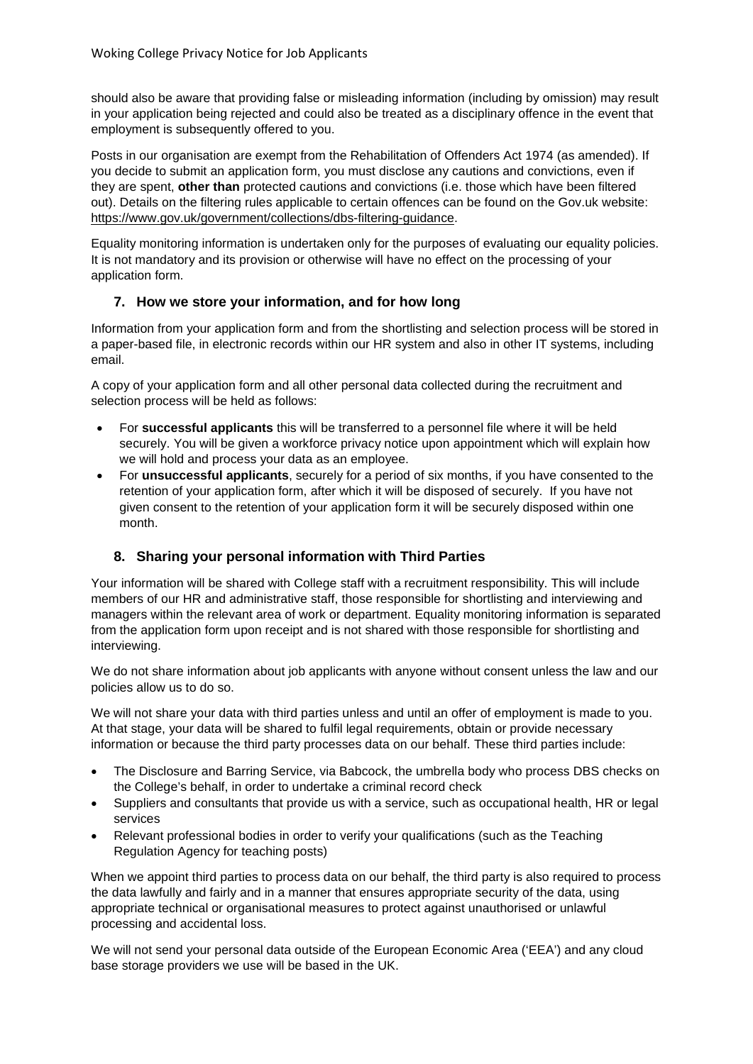should also be aware that providing false or misleading information (including by omission) may result in your application being rejected and could also be treated as a disciplinary offence in the event that employment is subsequently offered to you.

Posts in our organisation are exempt from the Rehabilitation of Offenders Act 1974 (as amended). If you decide to submit an application form, you must disclose any cautions and convictions, even if they are spent, **other than** protected cautions and convictions (i.e. those which have been filtered out). Details on the filtering rules applicable to certain offences can be found on the Gov.uk website: https://www.gov.uk/government/collections/dbs-filtering-guidance.

Equality monitoring information is undertaken only for the purposes of evaluating our equality policies. It is not mandatory and its provision or otherwise will have no effect on the processing of your application form.

## 7. How we store your information, and for how long

Information from your application form and from the shortlisting and selection process will be stored in a paper-based file, in electronic records within our HR system and also in other IT systems, including email.

A copy of your application form and all other personal data collected during the recruitment and selection process will be held as follows:

- For **successful applicants** this will be transferred to a personnel file where it will be held securely. You will be given a workforce privacy notice upon appointment which will explain how we will hold and process your data as an employee.
- For **unsuccessful applicants**, securely for a period of six months, if you have consented to the retention of your application form, after which it will be disposed of securely. If you have not given consent to the retention of your application form it will be securely disposed within one month.

## 8. Sharing your personal information with Third Parties

Your information will be shared with College staff with a recruitment responsibility. This will include members of our HR and administrative staff, those responsible for shortlisting and interviewing and managers within the relevant area of work or department. Equality monitoring information is separated from the application form upon receipt and is not shared with those responsible for shortlisting and interviewing.

We do not share information about job applicants with anyone without consent unless the law and our policies allow us to do so.

We will not share your data with third parties unless and until an offer of employment is made to you. At that stage, your data will be shared to fulfil legal requirements, obtain or provide necessary information or because the third party processes data on our behalf. These third parties include:

- The Disclosure and Barring Service, via Babcock, the umbrella body who process DBS checks on the College's behalf, in order to undertake a criminal record check
- Suppliers and consultants that provide us with a service, such as occupational health, HR or legal services
- Relevant professional bodies in order to verify your qualifications (such as the Teaching Regulation Agency for teaching posts)

When we appoint third parties to process data on our behalf, the third party is also required to process the data lawfully and fairly and in a manner that ensures appropriate security of the data, using appropriate technical or organisational measures to protect against unauthorised or unlawful processing and accidental loss.

We will not send your personal data outside of the European Economic Area ('EEA') and any cloud base storage providers we use will be based in the UK.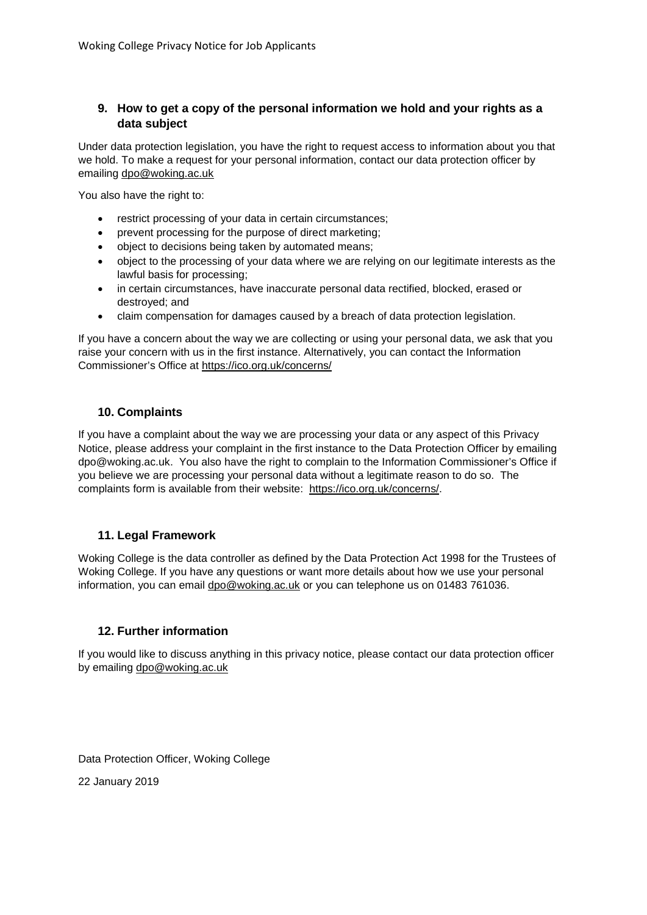## 9. How to get a copy of the personal information we hold and your rights as a data subject

Under data protection legislation, you have the right to request access to information about you that we hold. To make a request for your personal information, contact our data protection officer by emailing dpo@woking.ac.uk

You also have the right to:

- restrict processing of your data in certain circumstances;
- prevent processing for the purpose of direct marketing;
- object to decisions being taken by automated means;
- object to the processing of your data where we are relying on our legitimate interests as the lawful basis for processing;
- in certain circumstances, have inaccurate personal data rectified, blocked, erased or destroyed; and
- claim compensation for damages caused by a breach of data protection legislation.

If you have a concern about the way we are collecting or using your personal data, we ask that you raise your concern with us in the first instance. Alternatively, you can contact the Information Commissioner's Office at https://ico.org.uk/concerns/

## 10. Complaints

If you have a complaint about the way we are processing your data or any aspect of this Privacy Notice, please address your complaint in the first instance to the Data Protection Officer by emailing dpo@woking.ac.uk. You also have the right to complain to the Information Commissioner's Office if you believe we are processing your personal data without a legitimate reason to do so. The complaints form is available from their website: https://ico.org.uk/concerns/.

## 11. Legal Framework

Woking College is the data controller as defined by the Data Protection Act 1998 for the Trustees of Woking College. If you have any questions or want more details about how we use your personal information, you can email dpo@woking.ac.uk or you can telephone us on 01483 761036.

## 12. Further information

If you would like to discuss anything in this privacy notice, please contact our data protection officer by emailing dpo@woking.ac.uk

Data Protection Officer, Woking College

22 January 2019